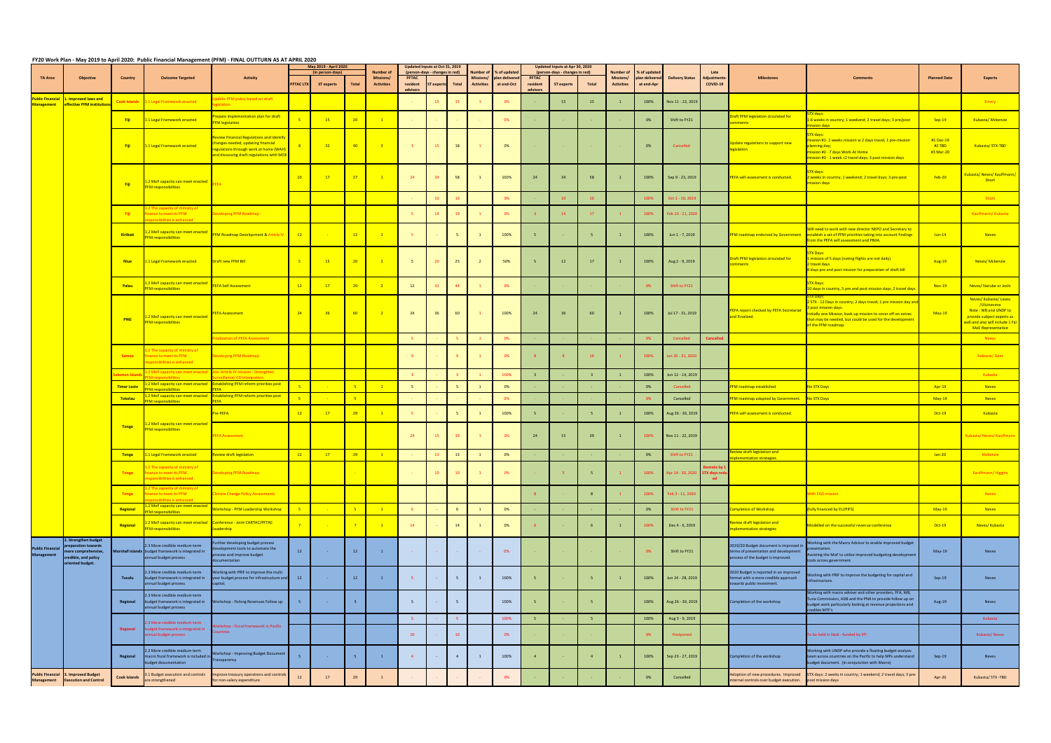# FY20 Work Plan - May 2019 to April 2020: Public Financial Management (PFM) - FINAL OUTTURN AS AT APRIL 2020

| TA Area | Objective | Country | Outcome Targeted | Activity | May 2019 - April 2020 (in person-days) | | | Number of Missions/ Activities | Updated Inputs at Oct 31, 2019 (person-days - changes in red) | | | Number of Missions/ Activities | % of updated plan delivered at end-Oct | Updated Inputs at Apr 30, 2020 (person-days - changes in red) | | | Number of Missions/ Activities | % of updated plan delivered at end-Apr | Delivery Status | Late Adjustments-COVID-19 | Milestones | Comments | Planned Date | Experts |
|---|---|---|---|---|---|---|---|---|---|---|---|---|---|---|---|---|---|---|---|---|---|---|---|---|
| | | | | | PFTAC LTX | ST experts | Total | | PFTAC resident advisors | ST experts | Total | | | PFTAC resident advisors | ST experts | Total | | | | | | | | |
| Public Financial Management | 1. Improved laws and effective PFM institutions | Cook Islands | 1.1 Legal Framework enacted | Update PFM policy based on draft legislation | | | | | - | 15 | 15 | 1 | 0% | - | 15 | 15 | 1 | 100% | Nov 11 - 22, 2019 | | | | | Emery |
| | | Fiji | 1.1 Legal Framework enacted | Prepare implementation plan for draft PFM legislation | 5 | 15 | 20 | 1 | - | - | - | - | 0% | - | - | - | - | 0% | Shift to FY21 | | Draft PFM legislation circulated for comments | STX days: 1.6 weeks in country; 1 weekend; 2 travel days; 3 pre/post mission days | Sep-19 | Kubasta/ Mckenzie |
| | | Fiji | 1.1 Legal Framework enacted | Review Financial Regulations and identify changes needed, updating financial regulations through work at home (WAH) and discussing draft regulations with MOE | 8 | 32 | 40 | 3 | 3 | 15 | 18 | 1 | 0% | - | - | - | - | 0% | Cancelled | | Update regulations to support new legislation | STX days: mission #1- 2 weeks mission w 2 days travel, 1 pre-mission planning day; mission #2 - 7 days Work At Home mission #3 - 1 week +2 travel days; 3 post mission days | #1 Dec-19 #2 TBD #3 Mar-20 | Kubasta/ STX-TBD |
| | | Fiji | 1.2 MoF capacity can meet enacted PFM responsibilities | PEFA | 10 | 17 | 27 | 1 | 24 | 34 | 58 | 1 | 100% | 24 | 34 | 58 | 1 | 100% | Sep 9 - 23, 2019 | | PEFA self-assessment is conducted. | STX days: 2 weeks in country; 1 weekend; 2 travel days; 3 pre-post mission days | Feb-20 | Kubasta/ Neves/ Kauffmann/ Short |
| | | | | | | | | | | 10 | 10 | | 0% | - | 10 | 10 | | 100% | Oct 1 - 10, 2019 | | | | | Short |
| | | Fiji | 1.2 The capacity of ministry of finance to meet its PFM responsibilities is enhanced | Developing PFM Roadmap | | | | | 5 | 14 | 19 | 1 | 0% | 3 | 14 | 17 | 1 | 100% | Feb 10 - 21, 2020 | | | | | Kauffmann/ Kubasta |
| | | Kiribati | 1.2 MoF capacity can meet enacted PFM responsibilities | PFM Roadmap Development & Article IV | 12 | - | 12 | 1 | 5 | - | 5 | 1 | 100% | 5 | - | 5 | 1 | 100% | Jun 1 - 7, 2019 | | PFM roadmap endorsed by Government | Will need to work with new director NEPO and Secretary to establish a set of PFM priorities taking into account findings from the PEFA self assessment and PIMA | Jun-14 | Neves |
| | | Niue | 1.1 Legal Framework enacted | Draft new PFM Bill | 5 | 15 | 20 | 2 | 5 | 20 | 25 | 2 | 50% | 5 | 12 | 17 | 1 | 100% | Aug 2 - 9, 2019 | | Draft PFM legislation circulated for comments | STX Days: 1 mission of 5 days (noting flights are not daily) 2 travel days 8 days pre and post mission for preparation of draft bill | Aug-19 | Neves/ Mckenzie |
| | | Palau | 1.2 MoF capacity can meet enacted PFM responsibilities | PEFA Self Assessment | 12 | 17 | 29 | 2 | 12 | 32 | 44 | 1 | 0% | - | - | - | - | 0% | Shift to FY21 | | | STX Days: 10 days in country, 5 pre and post mission days, 2 travel days. | Nov-19 | Neves/ Narube or Joshi |
| | | PNG | 1.2 MoF capacity can meet enacted PFM responsibilities | PEFA Assessment | 24 | 36 | 60 | 2 | 24 | 36 | 60 | 1 | 100% | 24 | 36 | 60 | 1 | 100% | Jul 17 - 31, 2019 | | PEFA report checked by PEFA Secretariat and Finalised. | STX days: 2 STX - 12 Days in country; 2 days travel; 1 pre mission day and 3 post mission days. Initially one Mission, back up mission to cover off on extras that may be needed, but could be used for the development of the PFM roadmap. | May-19 | Neves/ Kubasta/ Levea /Uluinaceva Note : WB and UNDP to provide subject experts as well and also will include 1 Fiji MoE Representative |
| | | | | Finalization of PEFA Assessment | | | | | 5 | - | 5 | 1 | 0% | - | - | - | - | 0% | Cancelled | Cancelled | | | | Neves |
| | | Samoa | 1.2 The capacity of ministry of finance to meet its PFM responsibilities is enhanced | Developing PFM Roadmap | | | | | 9 | - | 9 | 1 | 0% | 8 | 8 | 16 | 1 | 100% | Jan 20 - 31, 2020 | | | | | Kubasta/ Goel |
| | | Solomon Islands | 1.2 MoF capacity can meet enacted PFM responsibilities | Join Article-IV mission - Strengthen Surveillance/ CD Integration | | | | | 3 | - | 3 | 1 | 100% | 3 | - | 3 | 1 | 100% | Jun 12 - 14, 2019 | | | | | Kubasta |
| | | Timor Leste | 1.2 MoF capacity can meet enacted PFM responsibilities | Establishing PFM reform priorities post PEFA | 5 | - | 5 | 1 | 5 | - | 5 | 1 | 0% | - | - | - | - | 0% | Cancelled | | PFM roadmap established | No STX Days | Apr-19 | Neves |
| | | Tokelau | 1.2 MoF capacity can meet enacted PFM responsibilities | Establishing PFM reform priorities post PEFA | 5 | - | 5 | | - | - | - | - | 0% | - | - | - | - | 0% | Cancelled | | PFM roadmap adopted by Government. | No STX Days | May-19 | Neves |
| | | Tonga | 1.2 MoF capacity can meet enacted PFM responsibilities | Pre-PEFA | 12 | 17 | 29 | 1 | 5 | - | 5 | 1 | 100% | 5 | - | 5 | 1 | 100% | Aug 26 - 30, 2019 | | PEFA self-assessment is conducted. | | Oct-19 | Kubasta |
| | | | | PEFA Assessment | | | | | 24 | 15 | 39 | 1 | 0% | 24 | 15 | 39 | 1 | 100% | Nov 11 - 22, 2019 | | | | | Kubasta/ Neves/ Kauffmann |
| | | Tonga | 1.1 Legal Framework enacted | Review draft legislation | 12 | 17 | 29 | 1 | - | 13 | 13 | 1 | 0% | - | - | - | - | 0% | Shift to FY21 | | Review draft legislation and implementation strategies | | Jan-20 | McKenzie |
| | | Tonga | 1.2 The capacity of ministry of finance to meet its PFM responsibilities is enhanced | Developing PFM Roadmap | | | - | | - | 10 | 10 | 1 | 0% | - | 5 | 5 | 1 | 100% | Apr 24 - 30, 2020 | Remote by 1 STX days reduced | | | | Kauffmann/ Higgins |
| | | Tonga | 1.2 The capacity of ministry of finance to meet its PFM responsibilities is enhanced | Climate Change Policy Assessments | | | | | | | | | | 8 | - | 8 | 1 | 100% | Feb 3 - 11, 2020 | | | With FAD mission | | Neves |
| | | Regional | 1.2 MoF capacity can meet enacted PFM responsibilities | Workshop - PFM Leadership Workshop | 5 | - | 5 | 1 | - | - | - | - | 0% | - | - | - | - | 0% | Shift to FY21 | | Completion of Workshop | (fully financed by EU/PIFS) | May-19 | Neves |
| | | Regional | 1.2 MoF capacity can meet enacted PFM responsibilities | Conference - Joint CARTAC/PFTAC Leadership | 7 | - | 7 | 1 | 14 | - | 14 | 1 | 0% | 6 | - | 6 | 1 | 100% | Dec 4 - 6, 2019 | | Review draft legislation and implementation strategies | Modelled on the successful revenue conference | Oct-19 | Neves/ Kubasta |
| Public Financial Management | 2. Strengthen budget preparation towards more comprehensive, credible, and policy oriented budget. | Marshall Islands | 2.3 More credible medium-term budget framework is integrated in annual budget process | Further developing budget process development tools to automate the process and improve budget documentation | 12 | - | 12 | 1 | - | - | - | - | 0% | - | - | - | - | 0% | Shift to FY21 | | 2019/20 Budget document is improved in terms of presentation and development process of the budget is improved. | Working with the Macro Advisor to enable improved budget presentation. Assisting the MoF to utilize improved budgeting development tools across government | May-19 | Neves |
| | | Tuvalu | 2.3 More credible medium-term budget framework is integrated in annual budget process | Working with PRIF to improve the multi year budget process for infrastructure and capital. | 12 | - | 12 | 1 | 5 | - | 5 | 1 | 100% | 5 | - | 5 | 1 | 100% | Jun 24 - 28, 2019 | | 2020 Budget is reported in an improved format with a more credible approach towards public investment. | Working with PRIF to improve the budgeting for capital and infrastructure. | Sep-19 | Neves |
| | | Regional | 2.3 More credible medium-term budget framework is integrated in annual budget process | Workshop - Fishing Revenues Follow up | 5 | - | 5 | | 5 | - | 5 | | 100% | 5 | - | 5 | | 100% | Aug 26 - 30, 2019 | | Completion of the workshop | Working with macro adviser and other providers, FFA, WB, Tuna Commission, ADB and the PNA to provide follow up on budget work particularly looking at revenue projections and credible MTF's | Aug-19 | Neves |
| | | Regional | 2.3 More credible medium-term budget framework is integrated in annual budget process | Workshop - Fiscal Framework in Pacific Countries | | | | | 5 | - | 5 | | 100% | 5 | - | 5 | | 100% | Aug 5 - 9, 2019 | | | | | Kubasta |
| | | | | | | | | | 10 | - | 10 | | 0% | - | - | - | | 0% | Postponed | | | To be held in Nadi - funded by STI | | Kubasta/ Neves |
| | | Regional | 2.2 More credible medium term macro fiscal framework is included in budget documentation | Workshop - Improving Budget Document Transparency | 5 | - | 5 | 1 | 4 | - | 4 | 1 | 100% | 4 | - | 4 | 1 | 100% | Sep 23 - 27, 2019 | | Completion of the workshop | Working with UNDP who provide a floating budget analysis team across countries on the Pacific to help MPs understand budget document. (in conjunction with Macro) | Sep-19 | Neves |
| Public Financial Management | 3. Improved Budget Execution and Control | Cook Islands | 3.1 Budget execution and controls are strengthened | Improve treasury operations and controls for non-salary expenditure | 12 | 17 | 29 | 1 | - | - | - | - | 0% | - | - | - | - | 0% | Cancelled | | Adoption of new procedures. Improved internal controls over budget execution. | STX days: 2 weeks in country; 1 weekend; 2 travel days; 3 pre-post mission days | Apr-20 | Kubasta/ STX -TBD |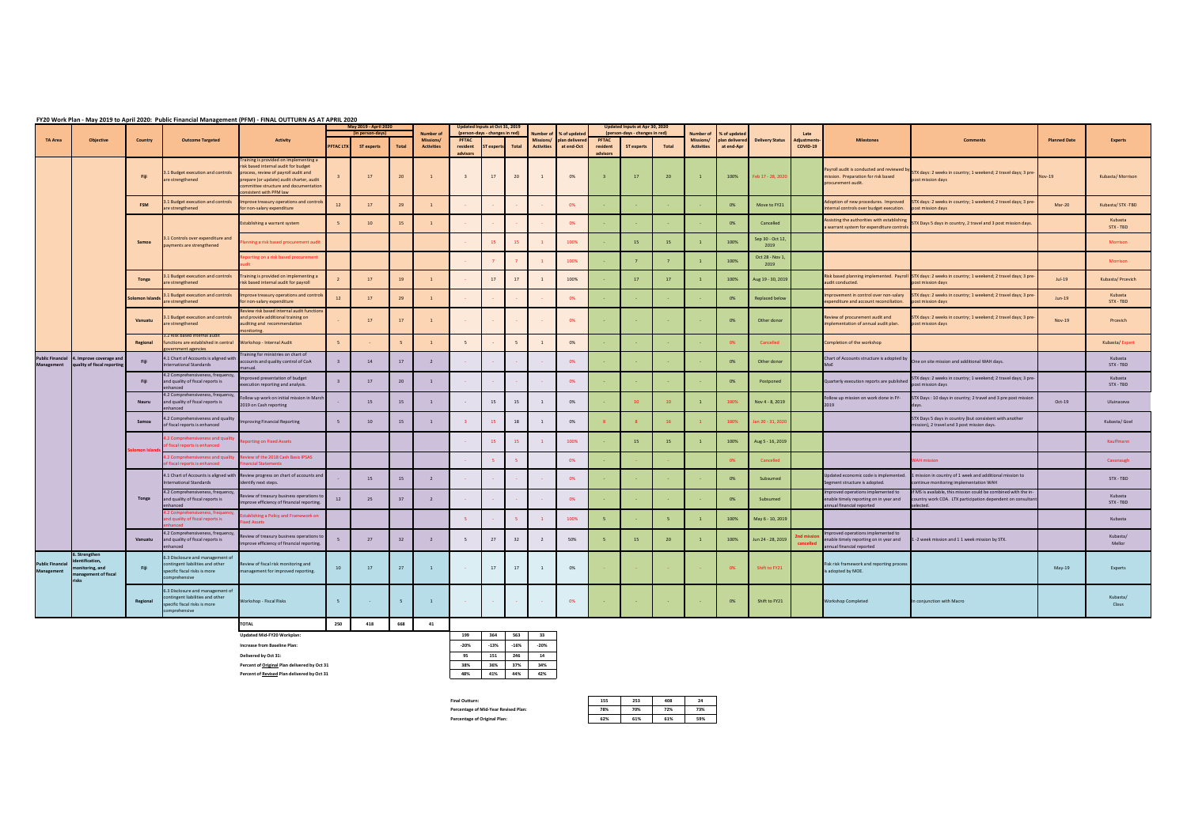# FY20 Work Plan - May 2019 to April 2020: Public Financial Management (PFM) - FINAL OUTTURN AS AT APRIL 2020

| TA Area | Objective | Country | Outcome Targeted | Activity | May 2019 - April 2020 (in person-days) | | | Number of Missions/ Activities | Updated Inputs at Oct 31, 2019 (person-days - changes in red) | | | Number of Missions/ Activities | % of updated plan delivered at end-Oct | Updated Inputs at Apr 30, 2020 (person-days - changes in red) | | | Number of Missions/ Activities | % of updated plan delivered at end-Apr | Delivery Status | Late Adjustments-COVID-19 | Milestones | Comments | Planned Date | Experts |
|---|---|---|---|---|---|---|---|---|---|---|---|---|---|---|---|---|---|---|---|---|---|---|---|---|
| | | | | | PFTAC LTX | ST experts | Total | | PFTAC resident advisors | ST experts | Total | | | PFTAC resident advisors | ST experts | Total | | | | | | | | |
| | | Fiji | 3.1 Budget execution and controls are strengthened | Training is provided on implementing a risk based internal audit for budget process, review of payroll audit and prepare (or update) audit charter, audit committee structure and documentation consistent with PFM law | 3 | 17 | 20 | 1 | 3 | 17 | 20 | 1 | 0% | 3 | 17 | 20 | 1 | 100% | Feb 17 - 28, 2020 | | Payroll audit is conducted and reviewed by mission. Preparation for risk based procurement audit. | STX days: 2 weeks in country; 1 weekend; 2 travel days; 3 post mission days | Nov-19 | Kubasta/ Morrison |
| | | FSM | 3.1 Budget execution and controls are strengthened | Improve treasury operations and controls for non-salary expenditure | 12 | 17 | 29 | 1 | - | - | - | - | 0% | - | - | - | - | 0% | Move to FY21 | | Adoption of new procedures. Improved internal controls over budget execution. | STX days: 2 weeks in country; 1 weekend; 2 travel days; 3 post mission days | Mar-20 | Kubasta/ STX -TBD |
| | | Samoa | 3.1 Controls over expenditure and payments are strengthened | Establishing a warrant system | 5 | 10 | 15 | 1 | - | - | - | - | 0% | - | - | - | - | 0% | Cancelled | | Assisting the authorities with establishing a warrant system for expenditure controls | STX Days 5 days in country, 2 travel and 3 post mission days. | | Kubasta STX - TBD |
| | | | | Planning a risk based procurement audit | | | | | - | 15 | 15 | 1 | 100% | - | 15 | 15 | 1 | 100% | Sep 30 - Oct 12, 2019 | | | | | Morrison |
| | | | | Reporting on a risk based procurement audit | | | | | - | 7 | 7 | 1 | 100% | - | 7 | 7 | 1 | 100% | Oct 28 - Nov 1, 2019 | | | | | Morrison |
| | | Tonga | 3.1 Budget execution and controls are strengthened | Training is provided on implementing a risk based internal audit for payroll | 2 | 17 | 19 | 1 | - | 17 | 17 | 1 | 100% | - | 17 | 17 | 1 | 100% | Aug 19 - 30, 2019 | | Risk based planning implemented. Payroll audit conducted. | STX days: 2 weeks in country; 1 weekend; 2 travel days; 3 post mission days | Jul-19 | Kubasta/ Prcevich |
| | | Solomon Islands | 3.1 Budget execution and controls are strengthened | Improve treasury operations and controls for non-salary expenditure | 12 | 17 | 29 | 1 | - | - | - | - | 0% | - | - | - | - | 0% | Replaced below | | Improvement in control over non-salary expenditure and account reconciliation. | STX days: 2 weeks in country; 1 weekend; 2 travel days; 3 post mission days | Jun-19 | Kubasta STX - TBD |
| | | Vanuatu | 3.1 Budget execution and controls are strengthened | Review risk based internal audit functions and provide additional training on auditing and recommendation monitoring. | - | 17 | 17 | 1 | | - | - | - | 0% | - | - | - | - | 0% | Other donor | | Review of procurement audit and implementation of annual audit plan. | STX days: 2 weeks in country; 1 weekend; 2 travel days; 3 post mission days | Nov-19 | Prcevich |
| | | Regional | 3.2 Risk based internal audit functions are established in central government agencies | Workshop - Internal Audit | 5 | - | 5 | 1 | 5 | - | 5 | 1 | 0% | - | - | - | - | 0% | Cancelled | | Completion of the workshop | | | Kubasta/ Expert |
| Public Financial Management | 4. Improve coverage and quality of fiscal reporting | Fiji | 4.1 Chart of Accounts is aligned with International Standards | Training for ministries on chart of accounts and quality control of CoA manual. | 3 | 14 | 17 | 2 | - | - | - | - | 0% | - | - | - | - | 0% | Other donor | | Chart of Accounts structure is adopted by MoE | One on site mission and additional WAH days. | | Kubasta STX - TBD |
| | | Fiji | 4.2 Comprehensiveness, frequency, and quality of fiscal reports is enhanced | Improved presentation of budget execution reporting and analysis. | 3 | 17 | 20 | 1 | - | - | - | - | 0% | - | - | - | - | 0% | Postponed | | Quarterly execution reports are published | STX days: 2 weeks in country; 1 weekend; 2 travel days; 3 post mission days | | Kubasta STX - TBD |
| | | Nauru | 4.2 Comprehensiveness, frequency, and quality of fiscal reports is enhanced | Follow up work on initial mission in March 2019 on Cash reporting | - | 15 | 15 | 1 | - | 15 | 15 | 1 | 0% | - | 10 | 10 | 1 | 100% | Nov 4 - 8, 2019 | | Follow up mission on work done in FY-2019 | STX Days : 10 days in country; 2 travel and 3 pre post mission days. | Oct-19 | Uluinaceva |
| | | Samoa | 4.2 Comprehensiveness and quality of fiscal reports is enhanced | Improving Financial Reporting | 5 | 10 | 15 | 1 | 3 | 15 | 18 | 1 | 0% | 8 | 8 | 16 | 1 | 100% | Jan 20 - 31, 2020 | | | STX Days 5 days in country (but consistent with another mission), 2 travel and 3 post mission days. | | Kubasta/ Goel |
| | | Solomon Islands | 4.2 Comprehensiveness and quality of fiscal reports is enhanced | Reporting on Fixed Assets | | | | | - | 15 | 15 | 1 | 100% | - | 15 | 15 | 1 | 100% | Aug 5 - 16, 2019 | | | | | Kauffmann |
| | | | 4.2 Comprehensiveness and quality of fiscal reports is enhanced | Review of the 2018 Cash Basis IPSAS Financial Statements | | | | | - | 5 | 5 | | 0% | - | - | - | | 0% | Cancelled | | | WAH mission | | Cavanaugh |
| | | Tonga | 4.1 Chart of Accounts is aligned with International Standards | Review progress on chart of accounts and identify next steps. | - | 15 | 15 | 2 | - | - | - | - | 0% | - | - | - | - | 0% | Subsumed | | Updated economic code is implemented. Segment structure is adopted. | 1 mission in country of 1 week and additional mission to continue monitoring implementation WAH | | STX - TBD |
| | | | 4.2 Comprehensiveness, frequency, and quality of fiscal reports is enhanced | Review of treasury business operations to improve efficiency of financial reporting. | 12 | 25 | 37 | 2 | - | - | - | - | 0% | - | - | - | - | 0% | Subsumed | | Improved operations implemented to enable timely reporting on in year and annual financial reported | If MS is available, this mission could be combined with the in-country work CDA. LTX participation dependent on consultant selected. | | Kubasta STX - TBD |
| | | | 4.2 Comprehensiveness, frequency, and quality of fiscal reports is enhanced | Establishing a Policy and Framework on Fixed Assets | | | | | 5 | - | 5 | 1 | 100% | 5 | - | 5 | 1 | 100% | May 6 - 10, 2019 | | | | | Kubasta |
| | | Vanuatu | 4.2 Comprehensiveness, frequency, and quality of fiscal reports is enhanced | Review of treasury business operations to improve efficiency of financial reporting. | 5 | 27 | 32 | 2 | 5 | 27 | 32 | 2 | 50% | 5 | 15 | 20 | 1 | 100% | Jun 24 - 28, 2019 | 2nd mission cancelled | Improved operations implemented to enable timely reporting on in year and annual financial reported | 1 -2 week mission and 1 1 week mission by STX. | | Kubasta/ Mellor |
| Public Financial Management | 6. Strengthen identification, monitoring, and management of fiscal risks | Fiji | 6.3 Disclosure and management of contingent liabilities and other specific fiscal risks is more comprehensive | Review of fiscal risk monitoring and management for improved reporting. | 10 | 17 | 27 | 1 | - | 17 | 17 | 1 | 0% | - | - | - | - | 0% | Shift to FY21 | | Risk risk framework and reporting process is adopted by MOE. | | May-19 | Experts |
| | | Regional | 6.3 Disclosure and management of contingent liabilities and other specific fiscal risks is more comprehensive | Workshop - Fiscal Risks | 5 | - | 5 | 1 | - | - | - | - | 0% | - | - | - | - | 0% | Shift to FY21 | | Workshop Completed | In conjunction with Macro | | Kubasta/ Claus |
| | | | | TOTAL | 250 | 418 | 668 | 41 | | | | | | | | | | | | | | | | |

| | | | | |
|---|---|---|---|---|
| Updated Mid-FY20 Workplan: | 199 | 364 | 563 | 33 |
| Increase from Baseline Plan: | -20% | -13% | -16% | -20% |
| Delivered by Oct 31: | 95 | 151 | 246 | 14 |
| Percent of Original Plan delivered by Oct 31 | 38% | 36% | 37% | 34% |
| Percent of Revised Plan delivered by Oct 31 | 48% | 41% | 44% | 42% |

| | | | | |
|---|---|---|---|---|
| Final Outturn: | 155 | 253 | 408 | 24 |
| Percentage of Mid-Year Revised Plan: | 78% | 70% | 72% | 73% |
| Percentage of Original Plan: | 62% | 61% | 61% | 59% |